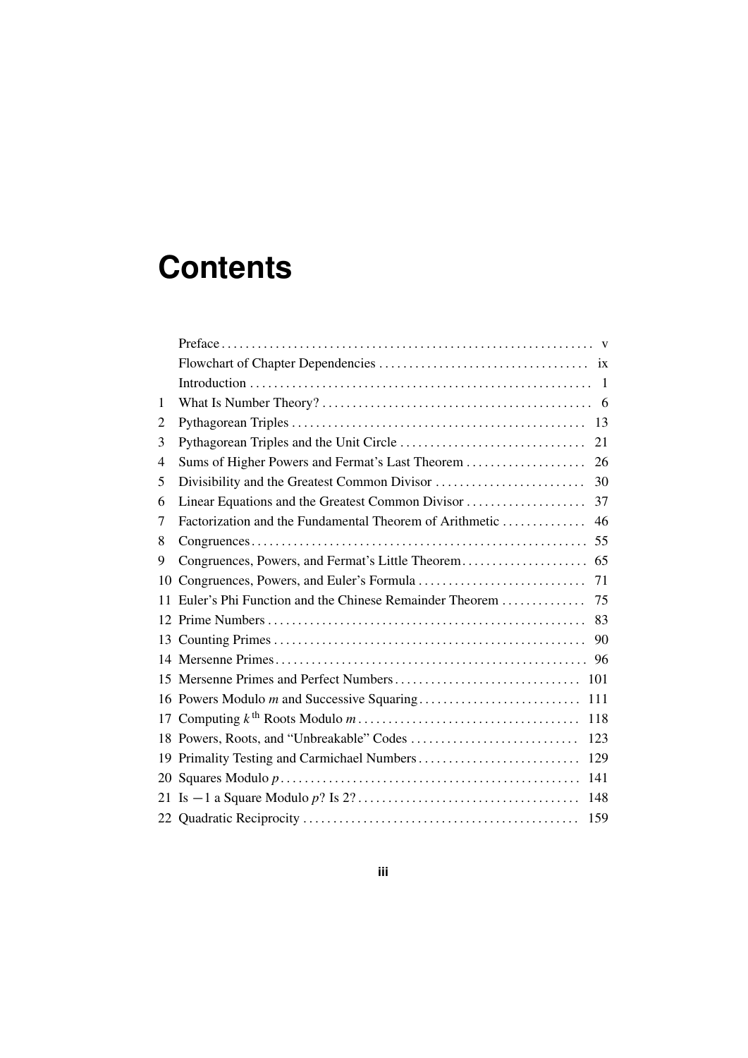# Contents

| | | |
|---|---|---|
| | Preface | v |
| | Flowchart of Chapter Dependencies | ix |
| | Introduction | 1 |
| 1 | What Is Number Theory? | 6 |
| 2 | Pythagorean Triples | 13 |
| 3 | Pythagorean Triples and the Unit Circle | 21 |
| 4 | Sums of Higher Powers and Fermat's Last Theorem | 26 |
| 5 | Divisibility and the Greatest Common Divisor | 30 |
| 6 | Linear Equations and the Greatest Common Divisor | 37 |
| 7 | Factorization and the Fundamental Theorem of Arithmetic | 46 |
| 8 | Congruences | 55 |
| 9 | Congruences, Powers, and Fermat's Little Theorem | 65 |
| 10 | Congruences, Powers, and Euler's Formula | 71 |
| 11 | Euler's Phi Function and the Chinese Remainder Theorem | 75 |
| 12 | Prime Numbers | 83 |
| 13 | Counting Primes | 90 |
| 14 | Mersenne Primes | 96 |
| 15 | Mersenne Primes and Perfect Numbers | 101 |
| 16 | Powers Modulo $m$ and Successive Squaring | 111 |
| 17 | Computing $k^{\text{th}}$ Roots Modulo $m$ | 118 |
| 18 | Powers, Roots, and "Unbreakable" Codes | 123 |
| 19 | Primality Testing and Carmichael Numbers | 129 |
| 20 | Squares Modulo $p$ | 141 |
| 21 | Is $-1$ a Square Modulo $p$? Is 2? | 148 |
| 22 | Quadratic Reciprocity | 159 |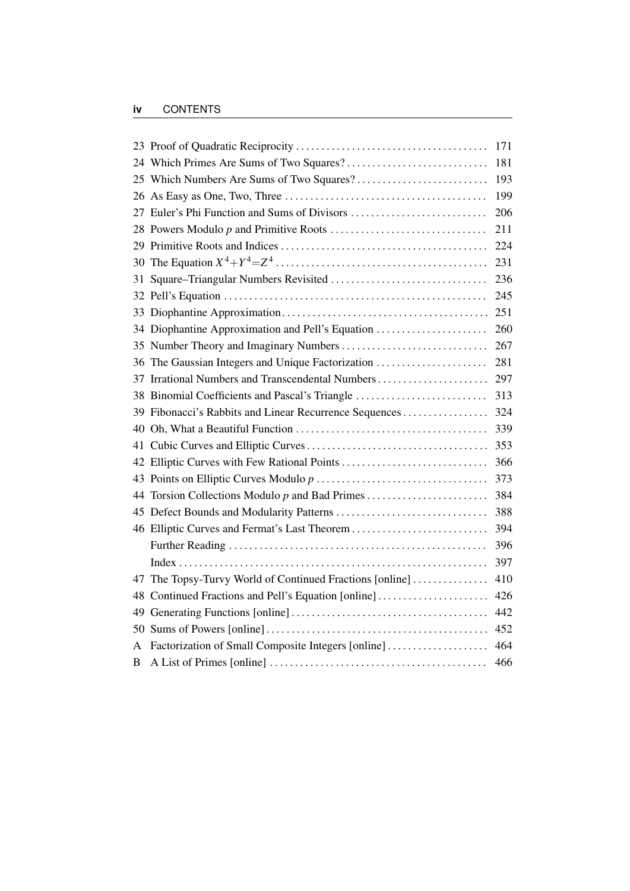| | | |
|---|---|---|
| 23 | Proof of Quadratic Reciprocity | 171 |
| 24 | Which Primes Are Sums of Two Squares? | 181 |
| 25 | Which Numbers Are Sums of Two Squares? | 193 |
| 26 | As Easy as One, Two, Three | 199 |
| 27 | Euler's Phi Function and Sums of Divisors | 206 |
| 28 | Powers Modulo $p$ and Primitive Roots | 211 |
| 29 | Primitive Roots and Indices | 224 |
| 30 | The Equation $X^4+Y^4=Z^4$ | 231 |
| 31 | Square–Triangular Numbers Revisited | 236 |
| 32 | Pell's Equation | 245 |
| 33 | Diophantine Approximation | 251 |
| 34 | Diophantine Approximation and Pell's Equation | 260 |
| 35 | Number Theory and Imaginary Numbers | 267 |
| 36 | The Gaussian Integers and Unique Factorization | 281 |
| 37 | Irrational Numbers and Transcendental Numbers | 297 |
| 38 | Binomial Coefficients and Pascal's Triangle | 313 |
| 39 | Fibonacci's Rabbits and Linear Recurrence Sequences | 324 |
| 40 | Oh, What a Beautiful Function | 339 |
| 41 | Cubic Curves and Elliptic Curves | 353 |
| 42 | Elliptic Curves with Few Rational Points | 366 |
| 43 | Points on Elliptic Curves Modulo $p$ | 373 |
| 44 | Torsion Collections Modulo $p$ and Bad Primes | 384 |
| 45 | Defect Bounds and Modularity Patterns | 388 |
| 46 | Elliptic Curves and Fermat's Last Theorem | 394 |
| | Further Reading | 396 |
| | Index | 397 |
| 47 | The Topsy-Turvy World of Continued Fractions [online] | 410 |
| 48 | Continued Fractions and Pell's Equation [online] | 426 |
| 49 | Generating Functions [online] | 442 |
| 50 | Sums of Powers [online] | 452 |
| A | Factorization of Small Composite Integers [online] | 464 |
| B | A List of Primes [online] | 466 |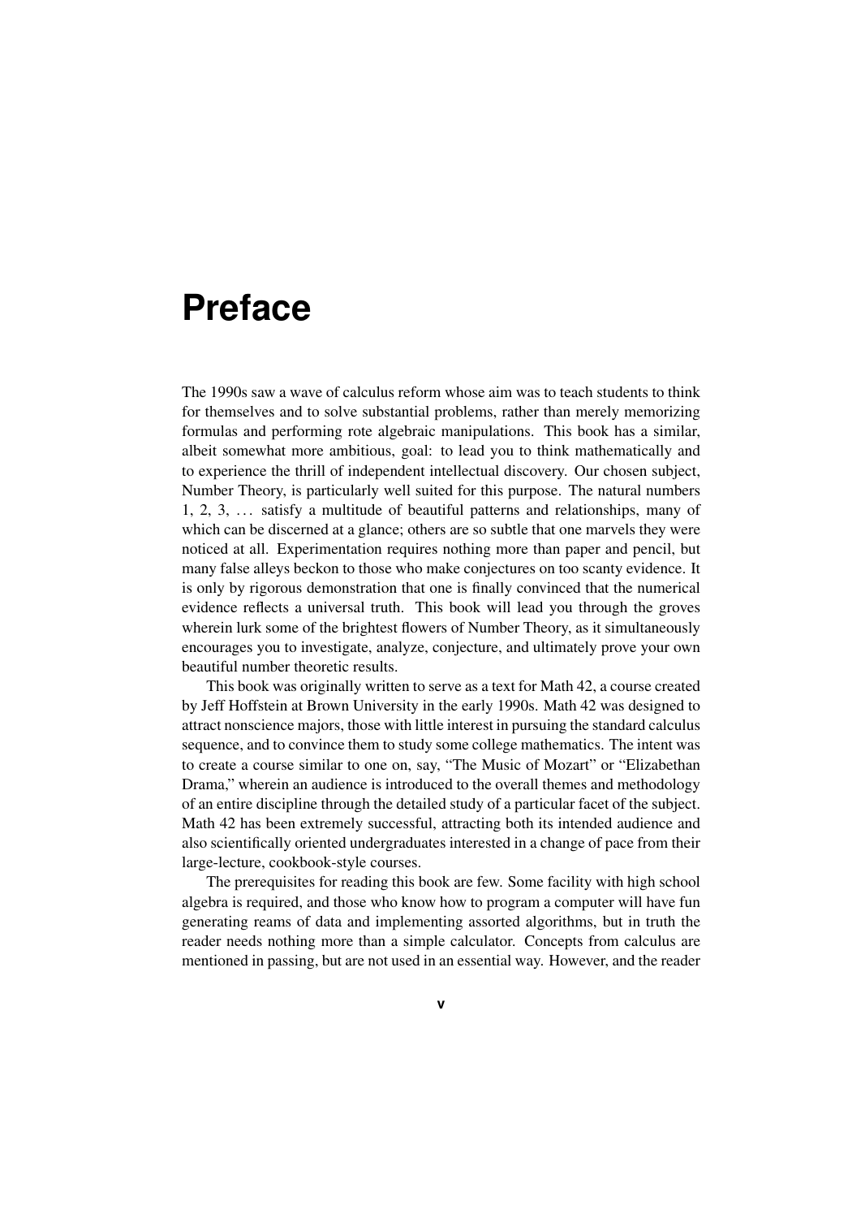# Preface

The 1990s saw a wave of calculus reform whose aim was to teach students to think for themselves and to solve substantial problems, rather than merely memorizing formulas and performing rote algebraic manipulations. This book has a similar, albeit somewhat more ambitious, goal: to lead you to think mathematically and to experience the thrill of independent intellectual discovery. Our chosen subject, Number Theory, is particularly well suited for this purpose. The natural numbers 1, 2, 3, … satisfy a multitude of beautiful patterns and relationships, many of which can be discerned at a glance; others are so subtle that one marvels they were noticed at all. Experimentation requires nothing more than paper and pencil, but many false alleys beckon to those who make conjectures on too scanty evidence. It is only by rigorous demonstration that one is finally convinced that the numerical evidence reflects a universal truth. This book will lead you through the groves wherein lurk some of the brightest flowers of Number Theory, as it simultaneously encourages you to investigate, analyze, conjecture, and ultimately prove your own beautiful number theoretic results.

This book was originally written to serve as a text for Math 42, a course created by Jeff Hoffstein at Brown University in the early 1990s. Math 42 was designed to attract nonscience majors, those with little interest in pursuing the standard calculus sequence, and to convince them to study some college mathematics. The intent was to create a course similar to one on, say, "The Music of Mozart" or "Elizabethan Drama," wherein an audience is introduced to the overall themes and methodology of an entire discipline through the detailed study of a particular facet of the subject. Math 42 has been extremely successful, attracting both its intended audience and also scientifically oriented undergraduates interested in a change of pace from their large-lecture, cookbook-style courses.

The prerequisites for reading this book are few. Some facility with high school algebra is required, and those who know how to program a computer will have fun generating reams of data and implementing assorted algorithms, but in truth the reader needs nothing more than a simple calculator. Concepts from calculus are mentioned in passing, but are not used in an essential way. However, and the reader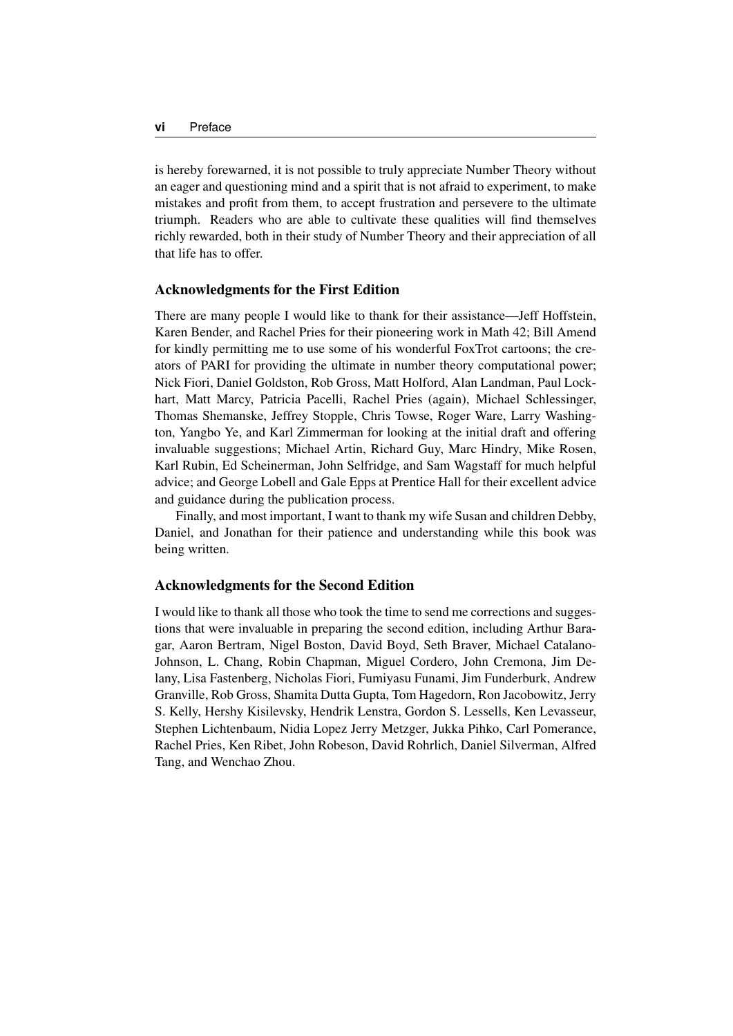is hereby forewarned, it is not possible to truly appreciate Number Theory without an eager and questioning mind and a spirit that is not afraid to experiment, to make mistakes and profit from them, to accept frustration and persevere to the ultimate triumph. Readers who are able to cultivate these qualities will find themselves richly rewarded, both in their study of Number Theory and their appreciation of all that life has to offer.

### Acknowledgments for the First Edition

There are many people I would like to thank for their assistance—Jeff Hoffstein, Karen Bender, and Rachel Pries for their pioneering work in Math 42; Bill Amend for kindly permitting me to use some of his wonderful FoxTrot cartoons; the creators of PARI for providing the ultimate in number theory computational power; Nick Fiori, Daniel Goldston, Rob Gross, Matt Holford, Alan Landman, Paul Lockhart, Matt Marcy, Patricia Pacelli, Rachel Pries (again), Michael Schlessinger, Thomas Shemanske, Jeffrey Stopple, Chris Towse, Roger Ware, Larry Washington, Yangbo Ye, and Karl Zimmerman for looking at the initial draft and offering invaluable suggestions; Michael Artin, Richard Guy, Marc Hindry, Mike Rosen, Karl Rubin, Ed Scheinerman, John Selfridge, and Sam Wagstaff for much helpful advice; and George Lobell and Gale Epps at Prentice Hall for their excellent advice and guidance during the publication process.

Finally, and most important, I want to thank my wife Susan and children Debby, Daniel, and Jonathan for their patience and understanding while this book was being written.

### Acknowledgments for the Second Edition

I would like to thank all those who took the time to send me corrections and suggestions that were invaluable in preparing the second edition, including Arthur Baragar, Aaron Bertram, Nigel Boston, David Boyd, Seth Braver, Michael Catalano-Johnson, L. Chang, Robin Chapman, Miguel Cordero, John Cremona, Jim Delany, Lisa Fastenberg, Nicholas Fiori, Fumiyasu Funami, Jim Funderburk, Andrew Granville, Rob Gross, Shamita Dutta Gupta, Tom Hagedorn, Ron Jacobowitz, Jerry S. Kelly, Hershy Kisilevsky, Hendrik Lenstra, Gordon S. Lessells, Ken Levasseur, Stephen Lichtenbaum, Nidia Lopez Jerry Metzger, Jukka Pihko, Carl Pomerance, Rachel Pries, Ken Ribet, John Robeson, David Rohrlich, Daniel Silverman, Alfred Tang, and Wenchao Zhou.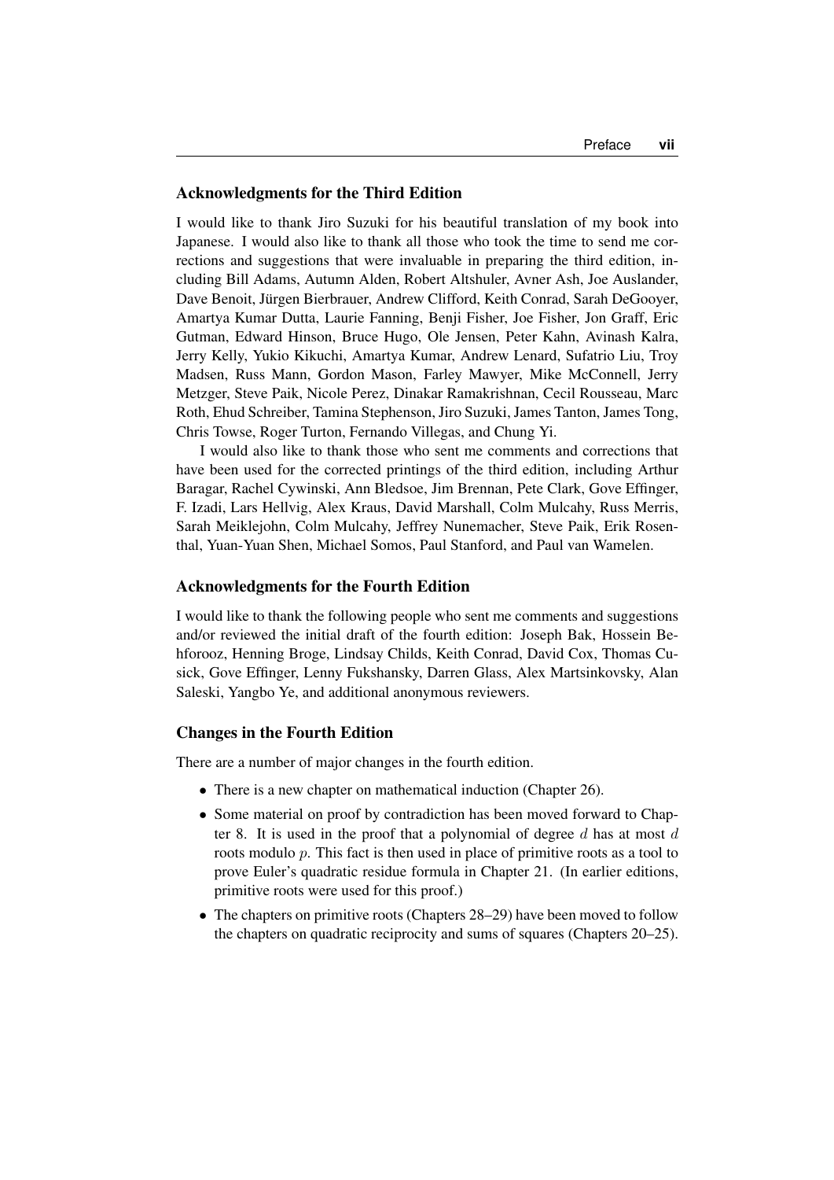### Acknowledgments for the Third Edition

I would like to thank Jiro Suzuki for his beautiful translation of my book into Japanese. I would also like to thank all those who took the time to send me corrections and suggestions that were invaluable in preparing the third edition, including Bill Adams, Autumn Alden, Robert Altshuler, Avner Ash, Joe Auslander, Dave Benoit, Jürgen Bierbrauer, Andrew Clifford, Keith Conrad, Sarah DeGooyer, Amartya Kumar Dutta, Laurie Fanning, Benji Fisher, Joe Fisher, Jon Graff, Eric Gutman, Edward Hinson, Bruce Hugo, Ole Jensen, Peter Kahn, Avinash Kalra, Jerry Kelly, Yukio Kikuchi, Amartya Kumar, Andrew Lenard, Sufatrio Liu, Troy Madsen, Russ Mann, Gordon Mason, Farley Mawyer, Mike McConnell, Jerry Metzger, Steve Paik, Nicole Perez, Dinakar Ramakrishnan, Cecil Rousseau, Marc Roth, Ehud Schreiber, Tamina Stephenson, Jiro Suzuki, James Tanton, James Tong, Chris Towse, Roger Turton, Fernando Villegas, and Chung Yi.

I would also like to thank those who sent me comments and corrections that have been used for the corrected printings of the third edition, including Arthur Baragar, Rachel Cywinski, Ann Bledsoe, Jim Brennan, Pete Clark, Gove Effinger, F. Izadi, Lars Hellvig, Alex Kraus, David Marshall, Colm Mulcahy, Russ Merris, Sarah Meiklejohn, Colm Mulcahy, Jeffrey Nunemacher, Steve Paik, Erik Rosenthal, Yuan-Yuan Shen, Michael Somos, Paul Stanford, and Paul van Wamelen.

### Acknowledgments for the Fourth Edition

I would like to thank the following people who sent me comments and suggestions and/or reviewed the initial draft of the fourth edition: Joseph Bak, Hossein Behforooz, Henning Broge, Lindsay Childs, Keith Conrad, David Cox, Thomas Cusick, Gove Effinger, Lenny Fukshansky, Darren Glass, Alex Martsinkovsky, Alan Saleski, Yangbo Ye, and additional anonymous reviewers.

### Changes in the Fourth Edition

There are a number of major changes in the fourth edition.

- There is a new chapter on mathematical induction (Chapter 26).
- Some material on proof by contradiction has been moved forward to Chapter 8. It is used in the proof that a polynomial of degree $d$ has at most $d$ roots modulo $p$. This fact is then used in place of primitive roots as a tool to prove Euler's quadratic residue formula in Chapter 21. (In earlier editions, primitive roots were used for this proof.)
- The chapters on primitive roots (Chapters 28–29) have been moved to follow the chapters on quadratic reciprocity and sums of squares (Chapters 20–25).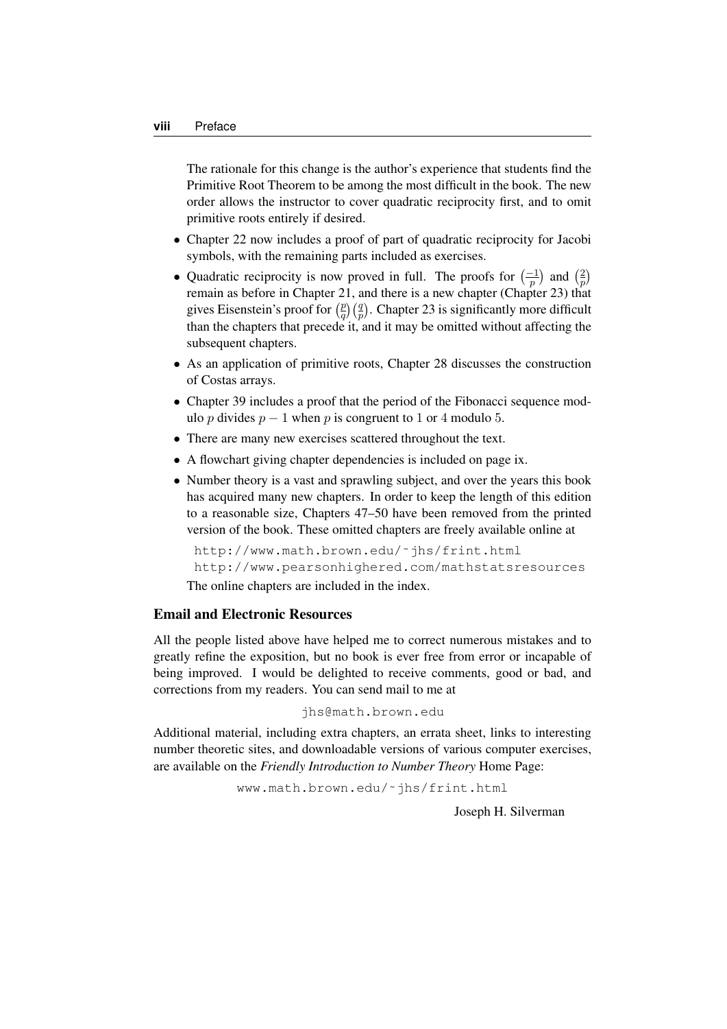The rationale for this change is the author's experience that students find the Primitive Root Theorem to be among the most difficult in the book. The new order allows the instructor to cover quadratic reciprocity first, and to omit primitive roots entirely if desired.

- Chapter 22 now includes a proof of part of quadratic reciprocity for Jacobi symbols, with the remaining parts included as exercises.
- Quadratic reciprocity is now proved in full. The proofs for $\left(\frac{-1}{p}\right)$ and $\left(\frac{2}{p}\right)$ remain as before in Chapter 21, and there is a new chapter (Chapter 23) that gives Eisenstein's proof for $\left(\frac{p}{q}\right)\left(\frac{q}{p}\right)$. Chapter 23 is significantly more difficult than the chapters that precede it, and it may be omitted without affecting the subsequent chapters.
- As an application of primitive roots, Chapter 28 discusses the construction of Costas arrays.
- Chapter 39 includes a proof that the period of the Fibonacci sequence modulo $p$ divides $p - 1$ when $p$ is congruent to $1$ or $4$ modulo $5$.
- There are many new exercises scattered throughout the text.
- A flowchart giving chapter dependencies is included on page ix.
- Number theory is a vast and sprawling subject, and over the years this book has acquired many new chapters. In order to keep the length of this edition to a reasonable size, Chapters 47–50 have been removed from the printed version of the book. These omitted chapters are freely available online at

  `http://www.math.brown.edu/~jhs/frint.html`
  `http://www.pearsonhighered.com/mathstatsresources`

  The online chapters are included in the index.

## Email and Electronic Resources

All the people listed above have helped me to correct numerous mistakes and to greatly refine the exposition, but no book is ever free from error or incapable of being improved. I would be delighted to receive comments, good or bad, and corrections from my readers. You can send mail to me at

`jhs@math.brown.edu`

Additional material, including extra chapters, an errata sheet, links to interesting number theoretic sites, and downloadable versions of various computer exercises, are available on the *Friendly Introduction to Number Theory* Home Page:

`www.math.brown.edu/~jhs/frint.html`

Joseph H. Silverman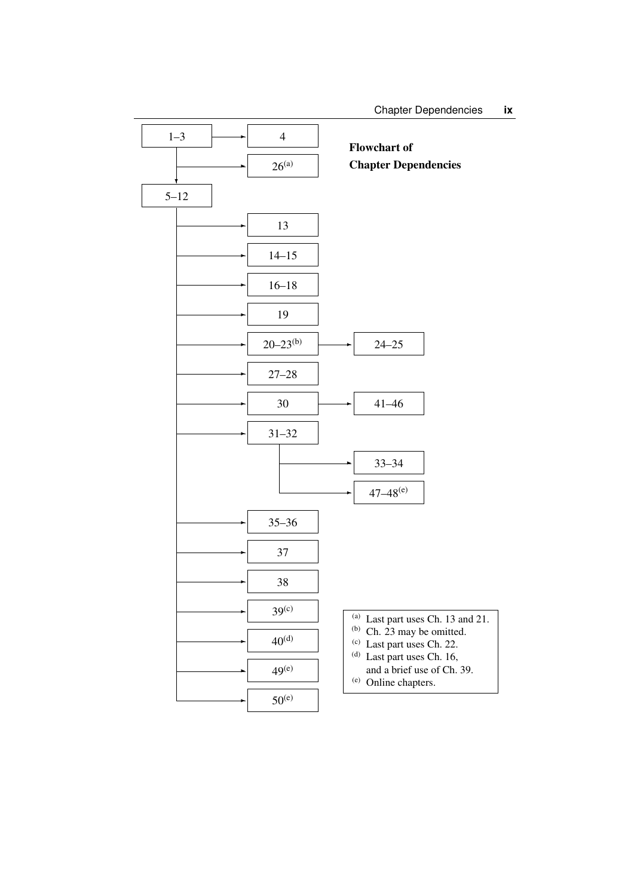## Flowchart of Chapter Dependencies

- 1–3 → 4
- 1–3 → 26[a]
- 1–3 → 5–12
- 5–12 → 13
- 5–12 → 14–15
- 5–12 → 16–18
- 5–12 → 19
- 5–12 → 20–23[b] → 24–25
- 5–12 → 27–28
- 5–12 → 30 → 41–46
- 5–12 → 31–32
  - 31–32 → 33–34
  - 31–32 → 47–48[e]
- 5–12 → 35–36
- 5–12 → 37
- 5–12 → 38
- 5–12 → 39[c]
- 5–12 → 40[d]
- 5–12 → 49[e]
- 5–12 → 50[e]

[a] Last part uses Ch. 13 and 21.
[b] Ch. 23 may be omitted.
[c] Last part uses Ch. 22.
[d] Last part uses Ch. 16, and a brief use of Ch. 39.
[e] Online chapters.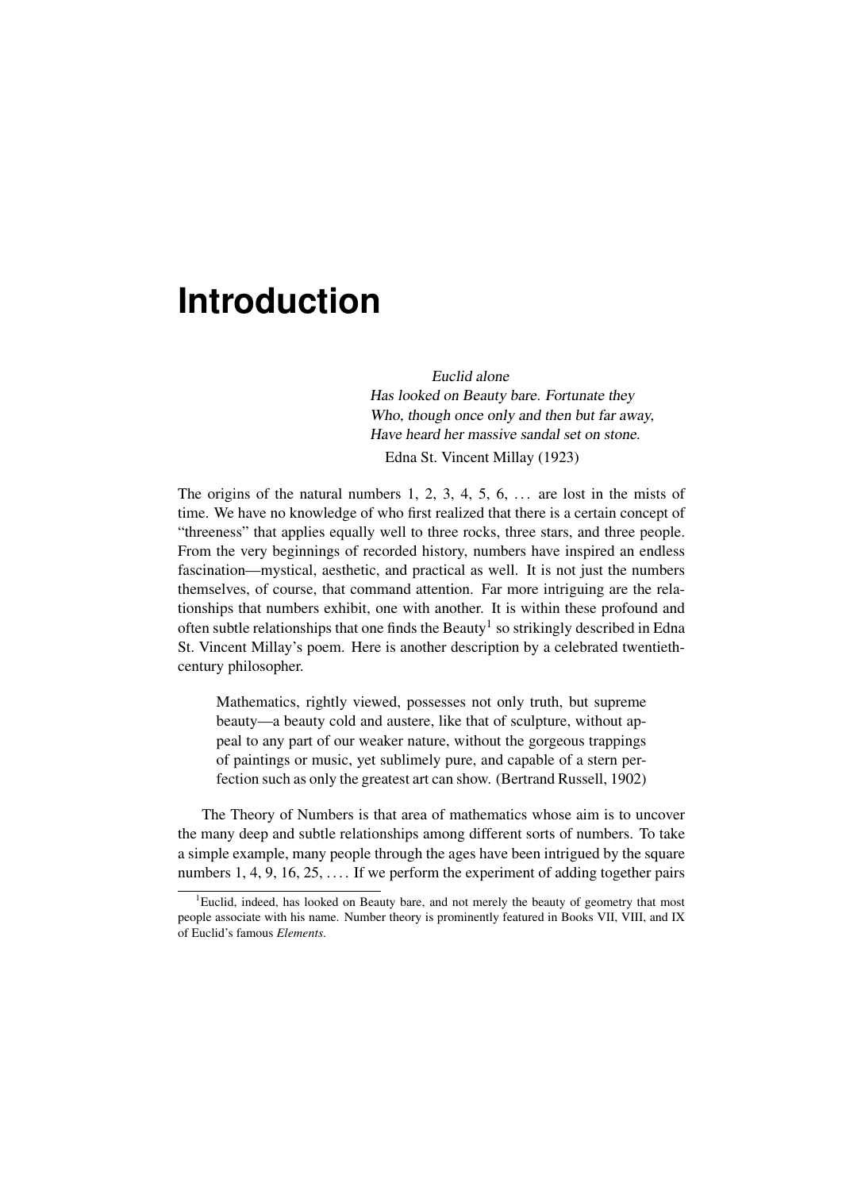# Introduction

> *Euclid alone*
> *Has looked on Beauty bare. Fortunate they*
> *Who, though once only and then but far away,*
> *Have heard her massive sandal set on stone.*
>
> Edna St. Vincent Millay (1923)

The origins of the natural numbers 1, 2, 3, 4, 5, 6, ... are lost in the mists of time. We have no knowledge of who first realized that there is a certain concept of "threeness" that applies equally well to three rocks, three stars, and three people. From the very beginnings of recorded history, numbers have inspired an endless fascination—mystical, aesthetic, and practical as well. It is not just the numbers themselves, of course, that command attention. Far more intriguing are the relationships that numbers exhibit, one with another. It is within these profound and often subtle relationships that one finds the Beauty[1] so strikingly described in Edna St. Vincent Millay's poem. Here is another description by a celebrated twentieth-century philosopher.

> Mathematics, rightly viewed, possesses not only truth, but supreme beauty—a beauty cold and austere, like that of sculpture, without appeal to any part of our weaker nature, without the gorgeous trappings of paintings or music, yet sublimely pure, and capable of a stern perfection such as only the greatest art can show. (Bertrand Russell, 1902)

The Theory of Numbers is that area of mathematics whose aim is to uncover the many deep and subtle relationships among different sorts of numbers. To take a simple example, many people through the ages have been intrigued by the square numbers 1, 4, 9, 16, 25, .... If we perform the experiment of adding together pairs

[1] Euclid, indeed, has looked on Beauty bare, and not merely the beauty of geometry that most people associate with his name. Number theory is prominently featured in Books VII, VIII, and IX of Euclid's famous *Elements*.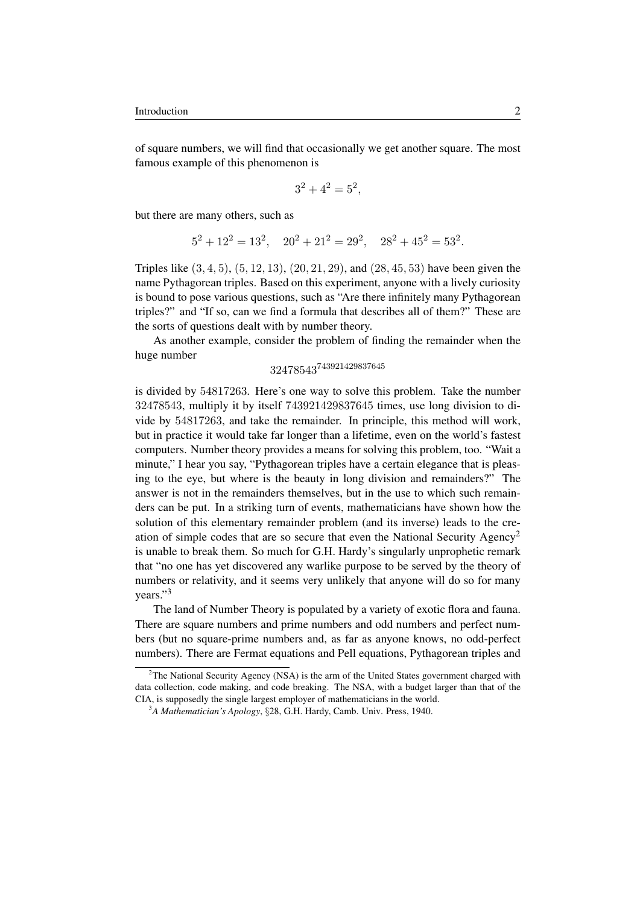of square numbers, we will find that occasionally we get another square. The most famous example of this phenomenon is

$$3^2 + 4^2 = 5^2,$$

but there are many others, such as

$$5^2 + 12^2 = 13^2, \quad 20^2 + 21^2 = 29^2, \quad 28^2 + 45^2 = 53^2.$$

Triples like $(3, 4, 5)$, $(5, 12, 13)$, $(20, 21, 29)$, and $(28, 45, 53)$ have been given the name Pythagorean triples. Based on this experiment, anyone with a lively curiosity is bound to pose various questions, such as "Are there infinitely many Pythagorean triples?" and "If so, can we find a formula that describes all of them?" These are the sorts of questions dealt with by number theory.

As another example, consider the problem of finding the remainder when the huge number

$$32478543^{743921429837645}$$

is divided by $54817263$. Here's one way to solve this problem. Take the number $32478543$, multiply it by itself $743921429837645$ times, use long division to divide by $54817263$, and take the remainder. In principle, this method will work, but in practice it would take far longer than a lifetime, even on the world's fastest computers. Number theory provides a means for solving this problem, too. "Wait a minute," I hear you say, "Pythagorean triples have a certain elegance that is pleasing to the eye, but where is the beauty in long division and remainders?" The answer is not in the remainders themselves, but in the use to which such remainders can be put. In a striking turn of events, mathematicians have shown how the solution of this elementary remainder problem (and its inverse) leads to the creation of simple codes that are so secure that even the National Security Agency[2] is unable to break them. So much for G.H. Hardy's singularly unprophetic remark that "no one has yet discovered any warlike purpose to be served by the theory of numbers or relativity, and it seems very unlikely that anyone will do so for many years."[3]

The land of Number Theory is populated by a variety of exotic flora and fauna. There are square numbers and prime numbers and odd numbers and perfect numbers (but no square-prime numbers and, as far as anyone knows, no odd-perfect numbers). There are Fermat equations and Pell equations, Pythagorean triples and

---

[2] The National Security Agency (NSA) is the arm of the United States government charged with data collection, code making, and code breaking. The NSA, with a budget larger than that of the CIA, is supposedly the single largest employer of mathematicians in the world.

[3] *A Mathematician's Apology*, §28, G.H. Hardy, Camb. Univ. Press, 1940.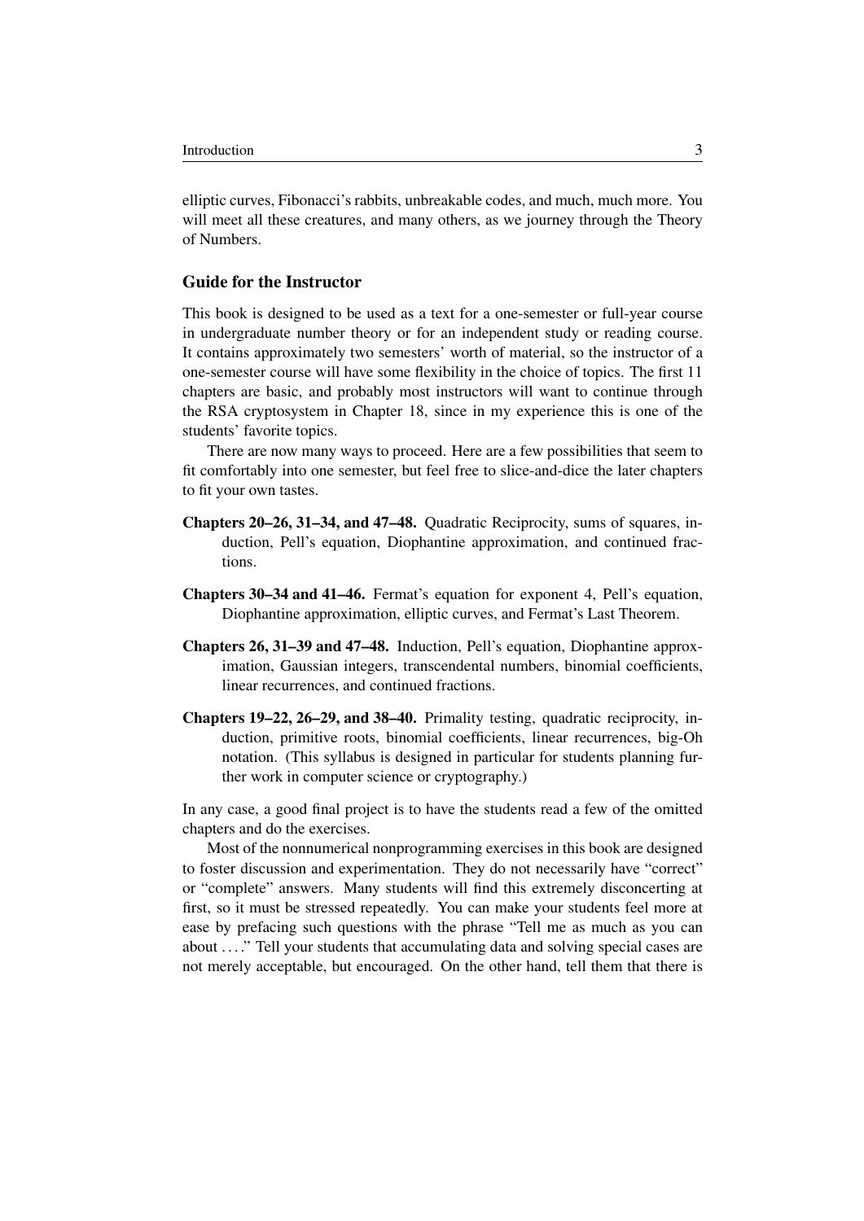elliptic curves, Fibonacci's rabbits, unbreakable codes, and much, much more. You will meet all these creatures, and many others, as we journey through the Theory of Numbers.

## Guide for the Instructor

This book is designed to be used as a text for a one-semester or full-year course in undergraduate number theory or for an independent study or reading course. It contains approximately two semesters' worth of material, so the instructor of a one-semester course will have some flexibility in the choice of topics. The first 11 chapters are basic, and probably most instructors will want to continue through the RSA cryptosystem in Chapter 18, since in my experience this is one of the students' favorite topics.

There are now many ways to proceed. Here are a few possibilities that seem to fit comfortably into one semester, but feel free to slice-and-dice the later chapters to fit your own tastes.

**Chapters 20–26, 31–34, and 47–48.** Quadratic Reciprocity, sums of squares, induction, Pell's equation, Diophantine approximation, and continued fractions.

**Chapters 30–34 and 41–46.** Fermat's equation for exponent 4, Pell's equation, Diophantine approximation, elliptic curves, and Fermat's Last Theorem.

**Chapters 26, 31–39 and 47–48.** Induction, Pell's equation, Diophantine approximation, Gaussian integers, transcendental numbers, binomial coefficients, linear recurrences, and continued fractions.

**Chapters 19–22, 26–29, and 38–40.** Primality testing, quadratic reciprocity, induction, primitive roots, binomial coefficients, linear recurrences, big-Oh notation. (This syllabus is designed in particular for students planning further work in computer science or cryptography.)

In any case, a good final project is to have the students read a few of the omitted chapters and do the exercises.

Most of the nonnumerical nonprogramming exercises in this book are designed to foster discussion and experimentation. They do not necessarily have "correct" or "complete" answers. Many students will find this extremely disconcerting at first, so it must be stressed repeatedly. You can make your students feel more at ease by prefacing such questions with the phrase "Tell me as much as you can about . . . ." Tell your students that accumulating data and solving special cases are not merely acceptable, but encouraged. On the other hand, tell them that there is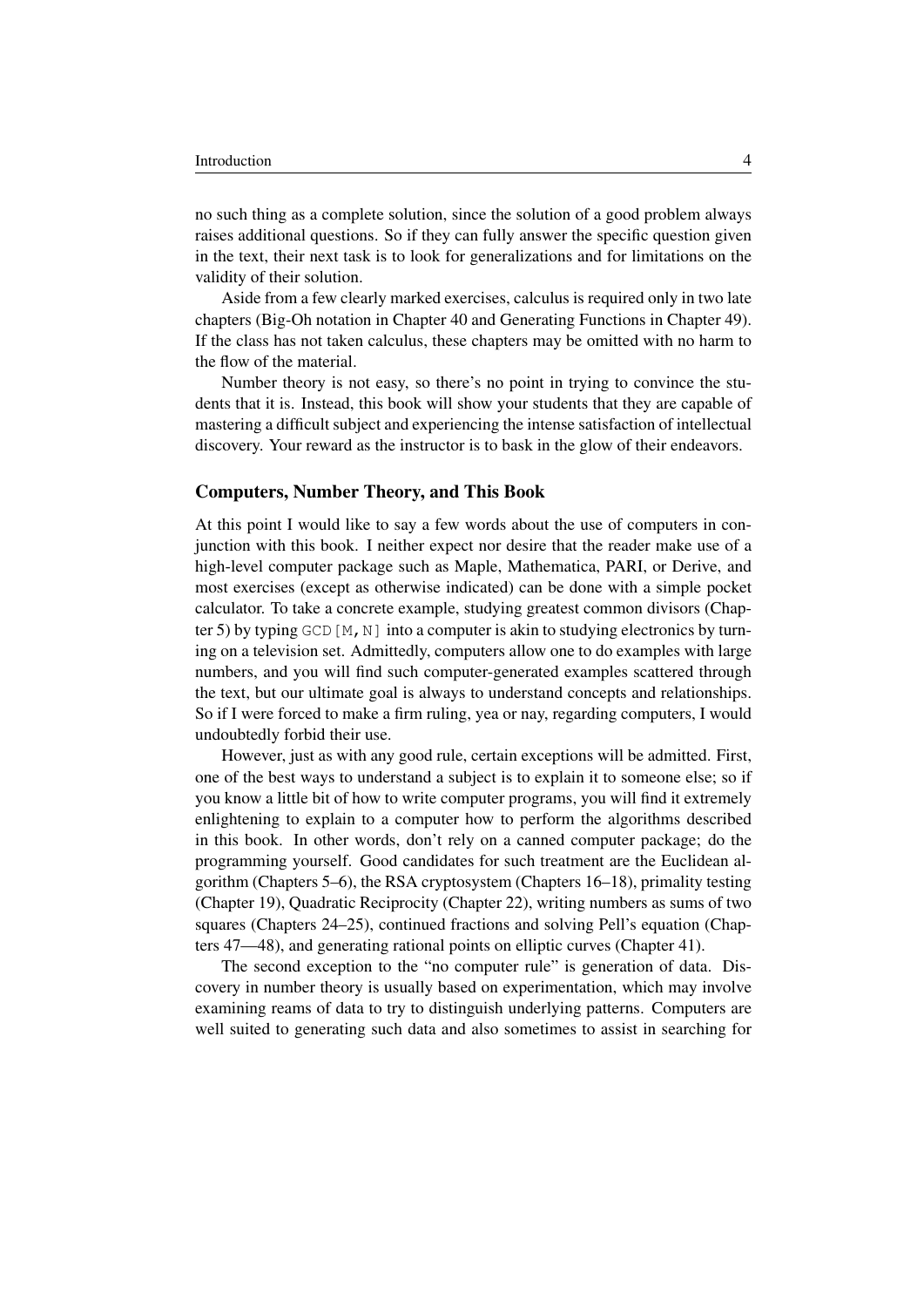no such thing as a complete solution, since the solution of a good problem always raises additional questions. So if they can fully answer the specific question given in the text, their next task is to look for generalizations and for limitations on the validity of their solution.

Aside from a few clearly marked exercises, calculus is required only in two late chapters (Big-Oh notation in Chapter 40 and Generating Functions in Chapter 49). If the class has not taken calculus, these chapters may be omitted with no harm to the flow of the material.

Number theory is not easy, so there's no point in trying to convince the students that it is. Instead, this book will show your students that they are capable of mastering a difficult subject and experiencing the intense satisfaction of intellectual discovery. Your reward as the instructor is to bask in the glow of their endeavors.

### Computers, Number Theory, and This Book

At this point I would like to say a few words about the use of computers in conjunction with this book. I neither expect nor desire that the reader make use of a high-level computer package such as Maple, Mathematica, PARI, or Derive, and most exercises (except as otherwise indicated) can be done with a simple pocket calculator. To take a concrete example, studying greatest common divisors (Chapter 5) by typing `GCD[M,N]` into a computer is akin to studying electronics by turning on a television set. Admittedly, computers allow one to do examples with large numbers, and you will find such computer-generated examples scattered through the text, but our ultimate goal is always to understand concepts and relationships. So if I were forced to make a firm ruling, yea or nay, regarding computers, I would undoubtedly forbid their use.

However, just as with any good rule, certain exceptions will be admitted. First, one of the best ways to understand a subject is to explain it to someone else; so if you know a little bit of how to write computer programs, you will find it extremely enlightening to explain to a computer how to perform the algorithms described in this book. In other words, don't rely on a canned computer package; do the programming yourself. Good candidates for such treatment are the Euclidean algorithm (Chapters 5–6), the RSA cryptosystem (Chapters 16–18), primality testing (Chapter 19), Quadratic Reciprocity (Chapter 22), writing numbers as sums of two squares (Chapters 24–25), continued fractions and solving Pell's equation (Chapters 47—48), and generating rational points on elliptic curves (Chapter 41).

The second exception to the "no computer rule" is generation of data. Discovery in number theory is usually based on experimentation, which may involve examining reams of data to try to distinguish underlying patterns. Computers are well suited to generating such data and also sometimes to assist in searching for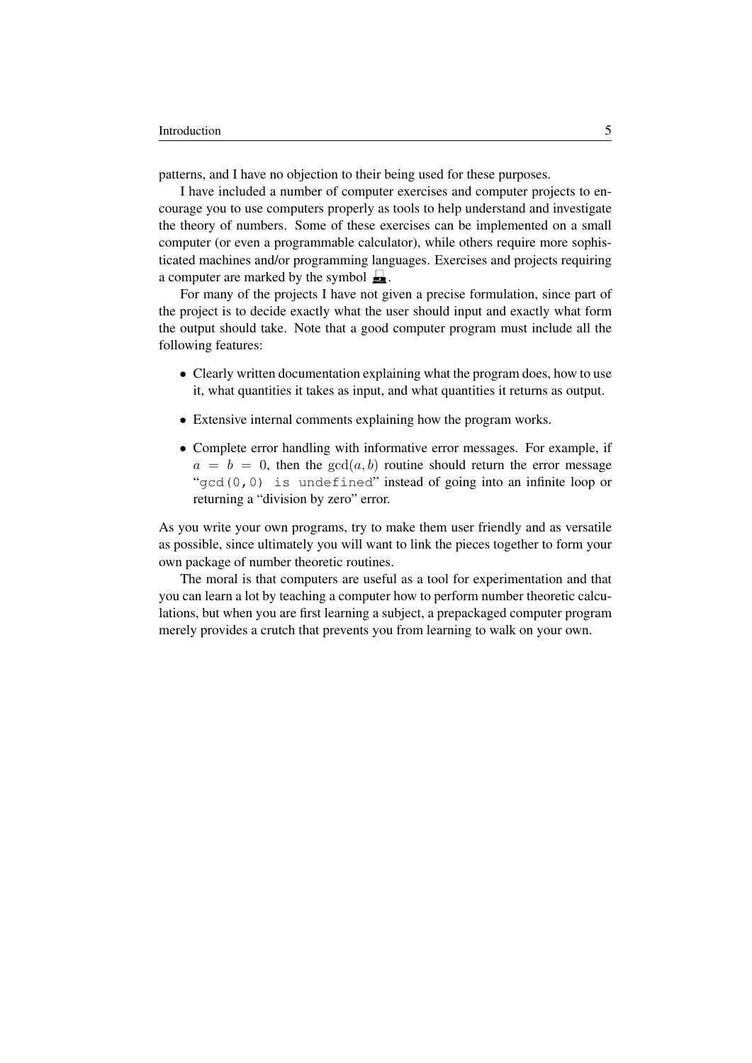patterns, and I have no objection to their being used for these purposes.

I have included a number of computer exercises and computer projects to encourage you to use computers properly as tools to help understand and investigate the theory of numbers. Some of these exercises can be implemented on a small computer (or even a programmable calculator), while others require more sophisticated machines and/or programming languages. Exercises and projects requiring a computer are marked by the symbol 💻.

For many of the projects I have not given a precise formulation, since part of the project is to decide exactly what the user should input and exactly what form the output should take. Note that a good computer program must include all the following features:

- Clearly written documentation explaining what the program does, how to use it, what quantities it takes as input, and what quantities it returns as output.
- Extensive internal comments explaining how the program works.
- Complete error handling with informative error messages. For example, if $a = b = 0$, then the $\gcd(a, b)$ routine should return the error message "`gcd(0,0) is undefined`" instead of going into an infinite loop or returning a "division by zero" error.

As you write your own programs, try to make them user friendly and as versatile as possible, since ultimately you will want to link the pieces together to form your own package of number theoretic routines.

The moral is that computers are useful as a tool for experimentation and that you can learn a lot by teaching a computer how to perform number theoretic calculations, but when you are first learning a subject, a prepackaged computer program merely provides a crutch that prevents you from learning to walk on your own.